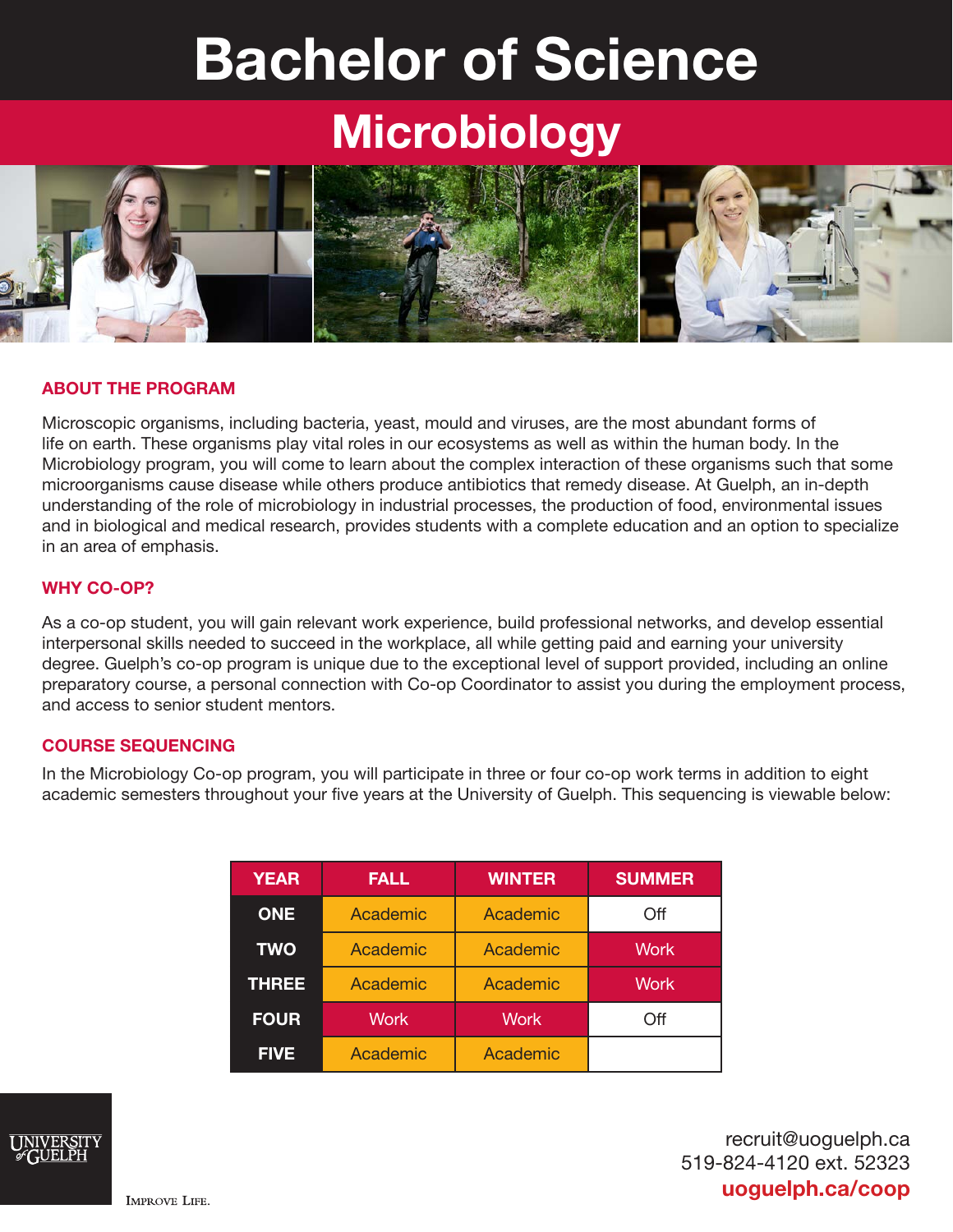# Bachelor of Science

## Microbiology

### ABOUT THE PROGRAM

Microscopic organisms, including bacteria, yeast, mould and viruses, are the most abundant forms of life on earth. These organisms play vital roles in our ecosystems as well as within the human body. In the Microbiology program, you will come to learn about the complex interaction of these organisms such that some microorganisms cause disease while others produce antibiotics that remedy disease. At Guelph, an in-depth understanding of the role of microbiology in industrial processes, the production of food, environmental issues and in biological and medical research, provides students with a complete education and an option to specialize in an area of emphasis.

### WHY CO-OP?

As a co-op student, you will gain relevant work experience, build professional networks, and develop essential interpersonal skills needed to succeed in the workplace, all while getting paid and earning your university degree. Guelph's co-op program is unique due to the exceptional level of support provided, including an online preparatory course, a personal connection with Co-op Coordinator to assist you during the employment process, and access to senior student mentors.

### COURSE SEQUENCING

In the Microbiology Co-op program, you will participate in three or four co-op work terms in addition to eight academic semesters throughout your five years at the University of Guelph. This sequencing is viewable below:

| YEAR | FALL | WINTER | SUMMER |
|---|---|---|---|
| ONE | Academic | Academic | Off |
| TWO | Academic | Academic | Work |
| THREE | Academic | Academic | Work |
| FOUR | Work | Work | Off |
| FIVE | Academic | Academic | |

UNIVERSITY of GUELPH

IMPROVE LIFE.

recruit@uoguelph.ca
519-824-4120 ext. 52323
**uoguelph.ca/coop**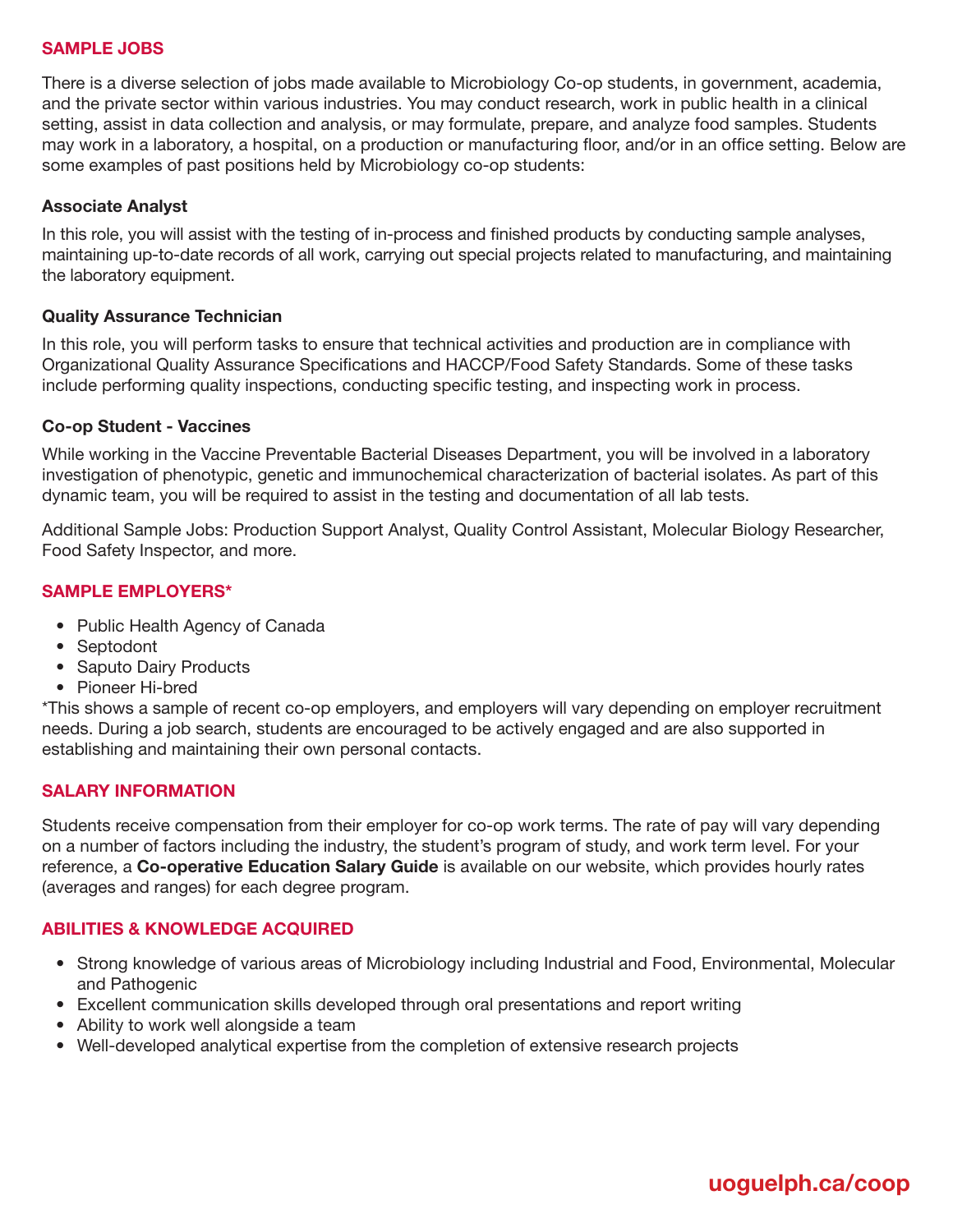## SAMPLE JOBS

There is a diverse selection of jobs made available to Microbiology Co-op students, in government, academia, and the private sector within various industries. You may conduct research, work in public health in a clinical setting, assist in data collection and analysis, or may formulate, prepare, and analyze food samples. Students may work in a laboratory, a hospital, on a production or manufacturing floor, and/or in an office setting. Below are some examples of past positions held by Microbiology co-op students:

### Associate Analyst

In this role, you will assist with the testing of in-process and finished products by conducting sample analyses, maintaining up-to-date records of all work, carrying out special projects related to manufacturing, and maintaining the laboratory equipment.

### Quality Assurance Technician

In this role, you will perform tasks to ensure that technical activities and production are in compliance with Organizational Quality Assurance Specifications and HACCP/Food Safety Standards. Some of these tasks include performing quality inspections, conducting specific testing, and inspecting work in process.

### Co-op Student - Vaccines

While working in the Vaccine Preventable Bacterial Diseases Department, you will be involved in a laboratory investigation of phenotypic, genetic and immunochemical characterization of bacterial isolates. As part of this dynamic team, you will be required to assist in the testing and documentation of all lab tests.

Additional Sample Jobs: Production Support Analyst, Quality Control Assistant, Molecular Biology Researcher, Food Safety Inspector, and more.

## SAMPLE EMPLOYERS*

- Public Health Agency of Canada
- Septodont
- Saputo Dairy Products
- Pioneer Hi-bred

*This shows a sample of recent co-op employers, and employers will vary depending on employer recruitment needs. During a job search, students are encouraged to be actively engaged and are also supported in establishing and maintaining their own personal contacts.

## SALARY INFORMATION

Students receive compensation from their employer for co-op work terms. The rate of pay will vary depending on a number of factors including the industry, the student's program of study, and work term level. For your reference, a **Co-operative Education Salary Guide** is available on our website, which provides hourly rates (averages and ranges) for each degree program.

## ABILITIES & KNOWLEDGE ACQUIRED

- Strong knowledge of various areas of Microbiology including Industrial and Food, Environmental, Molecular and Pathogenic
- Excellent communication skills developed through oral presentations and report writing
- Ability to work well alongside a team
- Well-developed analytical expertise from the completion of extensive research projects

**uoguelph.ca/coop**